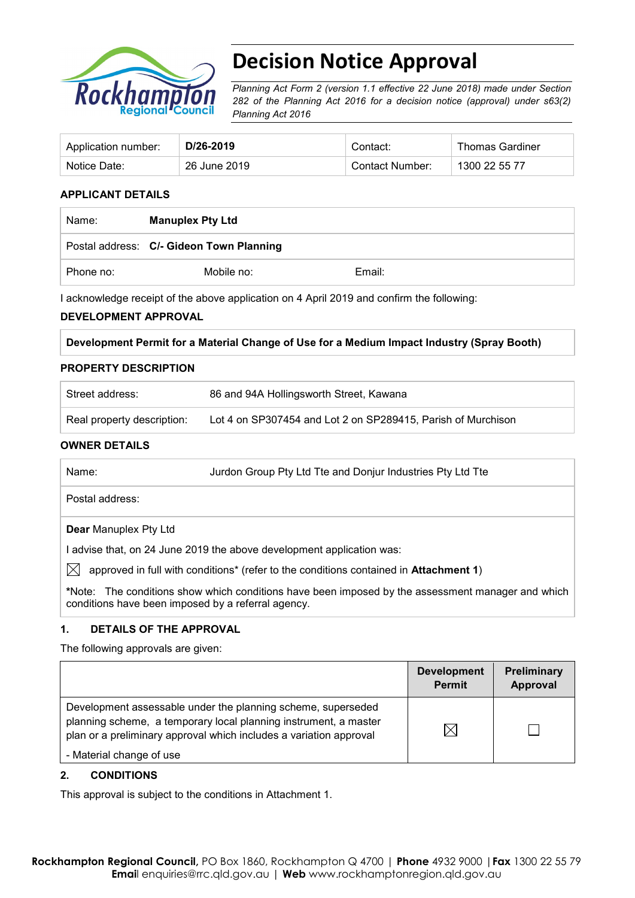# Decision Notice Approval

*Planning Act Form 2 (version 1.1 effective 22 June 2018) made under Section 282 of the Planning Act 2016 for a decision notice (approval) under s63(2) Planning Act 2016*

| Application number: | **D/26-2019** | Contact: | Thomas Gardiner |
|---|---|---|---|
| Notice Date: | 26 June 2019 | Contact Number: | 1300 22 55 77 |

**APPLICANT DETAILS**

| Name: | **Manuplex Pty Ltd** | |
|---|---|---|
| Postal address: | **C/- Gideon Town Planning** | |
| Phone no: | Mobile no: | Email: |

I acknowledge receipt of the above application on 4 April 2019 and confirm the following:

**DEVELOPMENT APPROVAL**

| **Development Permit for a Material Change of Use for a Medium Impact Industry (Spray Booth)** |
|---|

**PROPERTY DESCRIPTION**

| Street address: | 86 and 94A Hollingsworth Street, Kawana |
|---|---|
| Real property description: | Lot 4 on SP307454 and Lot 2 on SP289415, Parish of Murchison |

**OWNER DETAILS**

| Name: | Jurdon Group Pty Ltd Tte and Donjur Industries Pty Ltd Tte |
|---|---|
| Postal address: | |

**Dear** Manuplex Pty Ltd

I advise that, on 24 June 2019 the above development application was:

☒ approved in full with conditions* (refer to the conditions contained in **Attachment 1**)

*Note: The conditions show which conditions have been imposed by the assessment manager and which conditions have been imposed by a referral agency.

## 1. DETAILS OF THE APPROVAL

The following approvals are given:

| | Development Permit | Preliminary Approval |
|---|---|---|
| Development assessable under the planning scheme, superseded planning scheme, a temporary local planning instrument, a master plan or a preliminary approval which includes a variation approval<br>- Material change of use | ☒ | ☐ |

## 2. CONDITIONS

This approval is subject to the conditions in Attachment 1.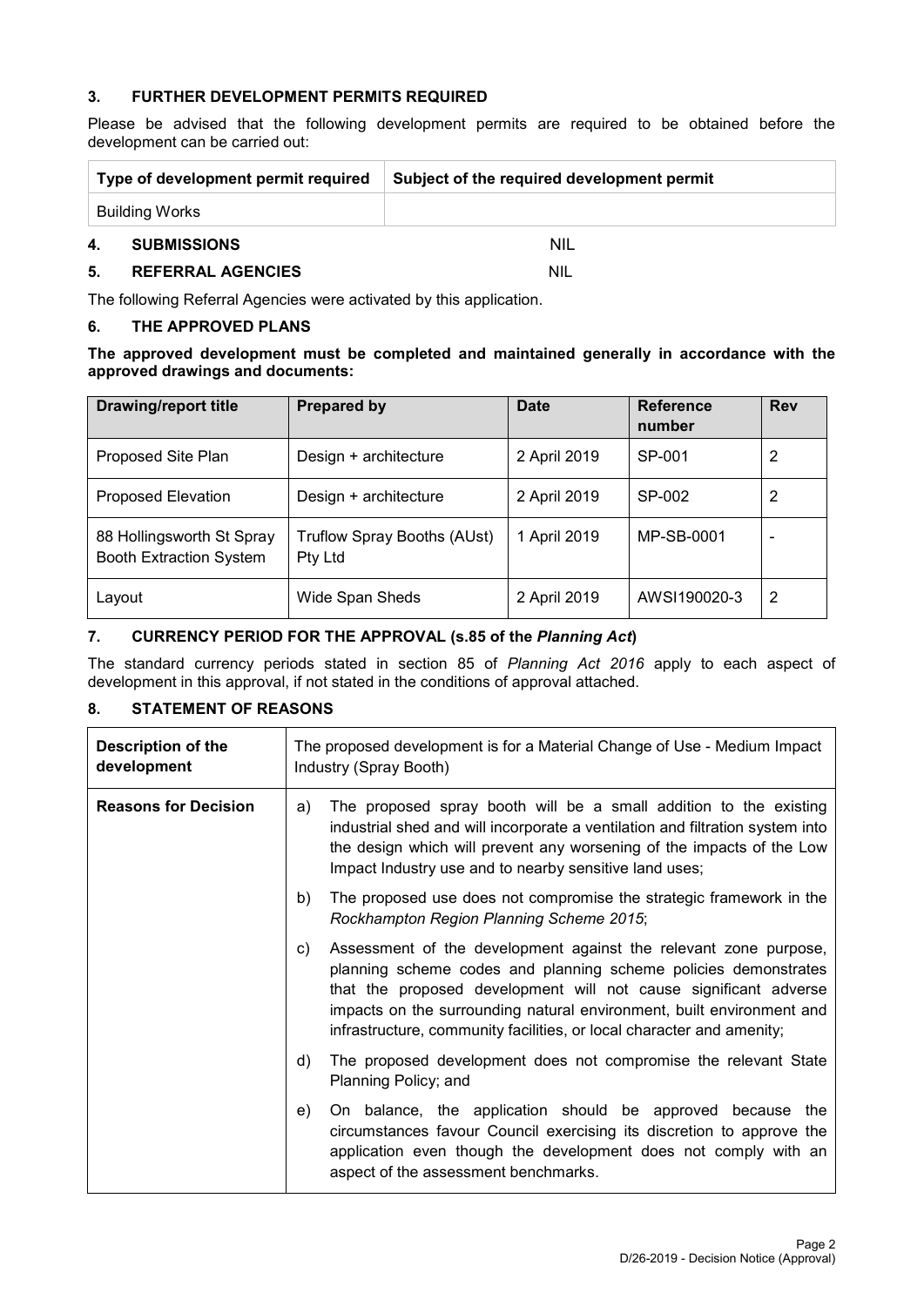## 3. FURTHER DEVELOPMENT PERMITS REQUIRED

Please be advised that the following development permits are required to be obtained before the development can be carried out:

| Type of development permit required | Subject of the required development permit |
|---|---|
| Building Works | |

## 4. SUBMISSIONS

NIL

## 5. REFERRAL AGENCIES

NIL

The following Referral Agencies were activated by this application.

## 6. THE APPROVED PLANS

**The approved development must be completed and maintained generally in accordance with the approved drawings and documents:**

| Drawing/report title | Prepared by | Date | Reference number | Rev |
|---|---|---|---|---|
| Proposed Site Plan | Design + architecture | 2 April 2019 | SP-001 | 2 |
| Proposed Elevation | Design + architecture | 2 April 2019 | SP-002 | 2 |
| 88 Hollingsworth St Spray Booth Extraction System | Truflow Spray Booths (AUst) Pty Ltd | 1 April 2019 | MP-SB-0001 | - |
| Layout | Wide Span Sheds | 2 April 2019 | AWSI190020-3 | 2 |

## 7. CURRENCY PERIOD FOR THE APPROVAL (s.85 of the *Planning Act*)

The standard currency periods stated in section 85 of *Planning Act 2016* apply to each aspect of development in this approval, if not stated in the conditions of approval attached.

## 8. STATEMENT OF REASONS

| Description of the development | The proposed development is for a Material Change of Use - Medium Impact Industry (Spray Booth) |
|---|---|
| **Reasons for Decision** | a) The proposed spray booth will be a small addition to the existing industrial shed and will incorporate a ventilation and filtration system into the design which will prevent any worsening of the impacts of the Low Impact Industry use and to nearby sensitive land uses; |
| | b) The proposed use does not compromise the strategic framework in the *Rockhampton Region Planning Scheme 2015*; |
| | c) Assessment of the development against the relevant zone purpose, planning scheme codes and planning scheme policies demonstrates that the proposed development will not cause significant adverse impacts on the surrounding natural environment, built environment and infrastructure, community facilities, or local character and amenity; |
| | d) The proposed development does not compromise the relevant State Planning Policy; and |
| | e) On balance, the application should be approved because the circumstances favour Council exercising its discretion to approve the application even though the development does not comply with an aspect of the assessment benchmarks. |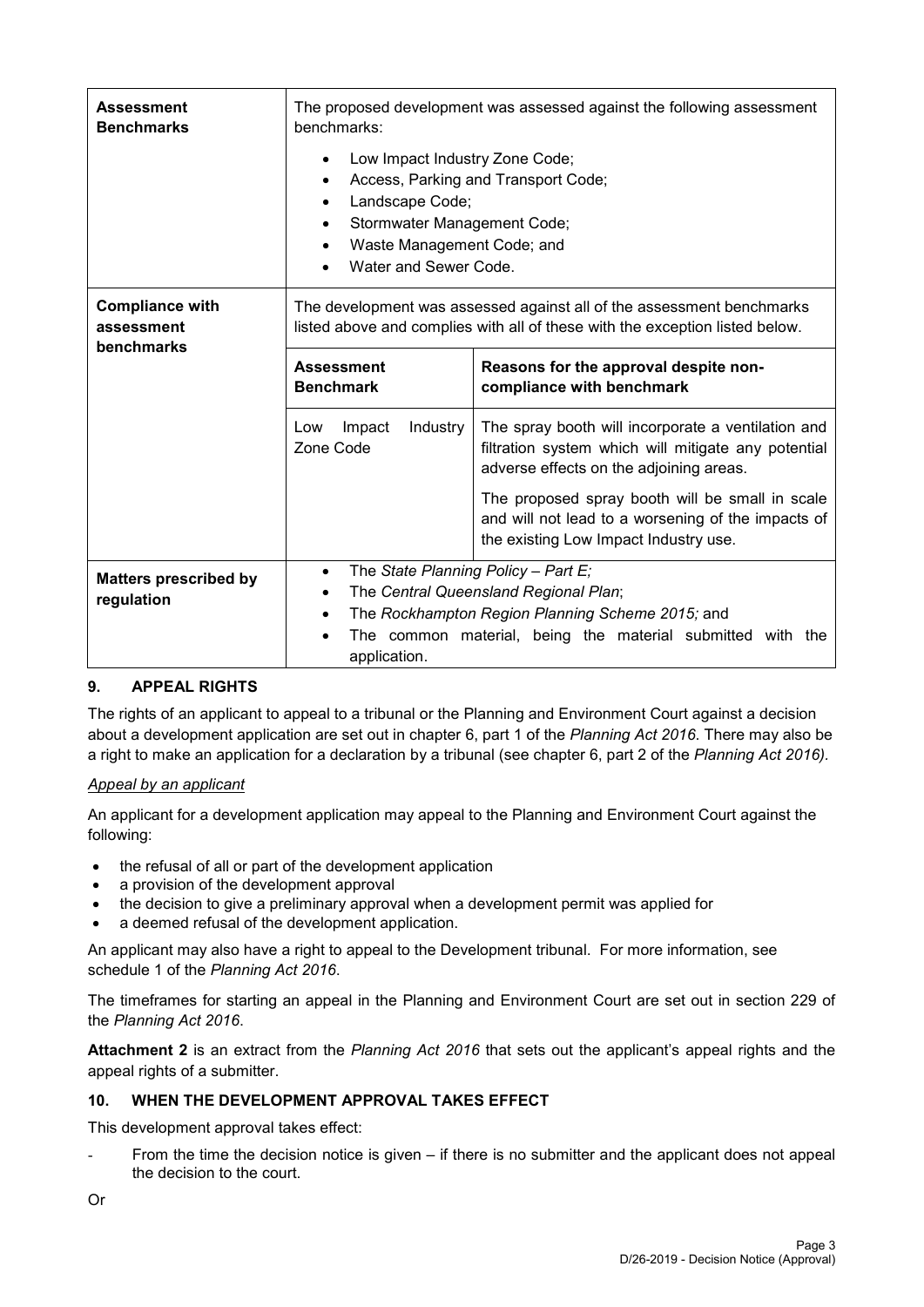| | | |
|---|---|---|
| **Assessment Benchmarks** | The proposed development was assessed against the following assessment benchmarks:<br>• Low Impact Industry Zone Code;<br>• Access, Parking and Transport Code;<br>• Landscape Code;<br>• Stormwater Management Code;<br>• Waste Management Code; and<br>• Water and Sewer Code. | |
| **Compliance with assessment benchmarks** | The development was assessed against all of the assessment benchmarks listed above and complies with all of these with the exception listed below. | |
| | **Assessment Benchmark** | **Reasons for the approval despite non-compliance with benchmark** |
| | Low Impact Industry Zone Code | The spray booth will incorporate a ventilation and filtration system which will mitigate any potential adverse effects on the adjoining areas.<br><br>The proposed spray booth will be small in scale and will not lead to a worsening of the impacts of the existing Low Impact Industry use. |
| **Matters prescribed by regulation** | • The *State Planning Policy – Part E;*<br>• The *Central Queensland Regional Plan*;<br>• The *Rockhampton Region Planning Scheme 2015;* and<br>• The common material, being the material submitted with the application. | |

## 9. APPEAL RIGHTS

The rights of an applicant to appeal to a tribunal or the Planning and Environment Court against a decision about a development application are set out in chapter 6, part 1 of the *Planning Act 2016*. There may also be a right to make an application for a declaration by a tribunal (see chapter 6, part 2 of the *Planning Act 2016).*

*Appeal by an applicant*

An applicant for a development application may appeal to the Planning and Environment Court against the following:

- the refusal of all or part of the development application
- a provision of the development approval
- the decision to give a preliminary approval when a development permit was applied for
- a deemed refusal of the development application.

An applicant may also have a right to appeal to the Development tribunal. For more information, see schedule 1 of the *Planning Act 2016*.

The timeframes for starting an appeal in the Planning and Environment Court are set out in section 229 of the *Planning Act 2016*.

**Attachment 2** is an extract from the *Planning Act 2016* that sets out the applicant's appeal rights and the appeal rights of a submitter.

## 10. WHEN THE DEVELOPMENT APPROVAL TAKES EFFECT

This development approval takes effect:

- From the time the decision notice is given – if there is no submitter and the applicant does not appeal the decision to the court.

Or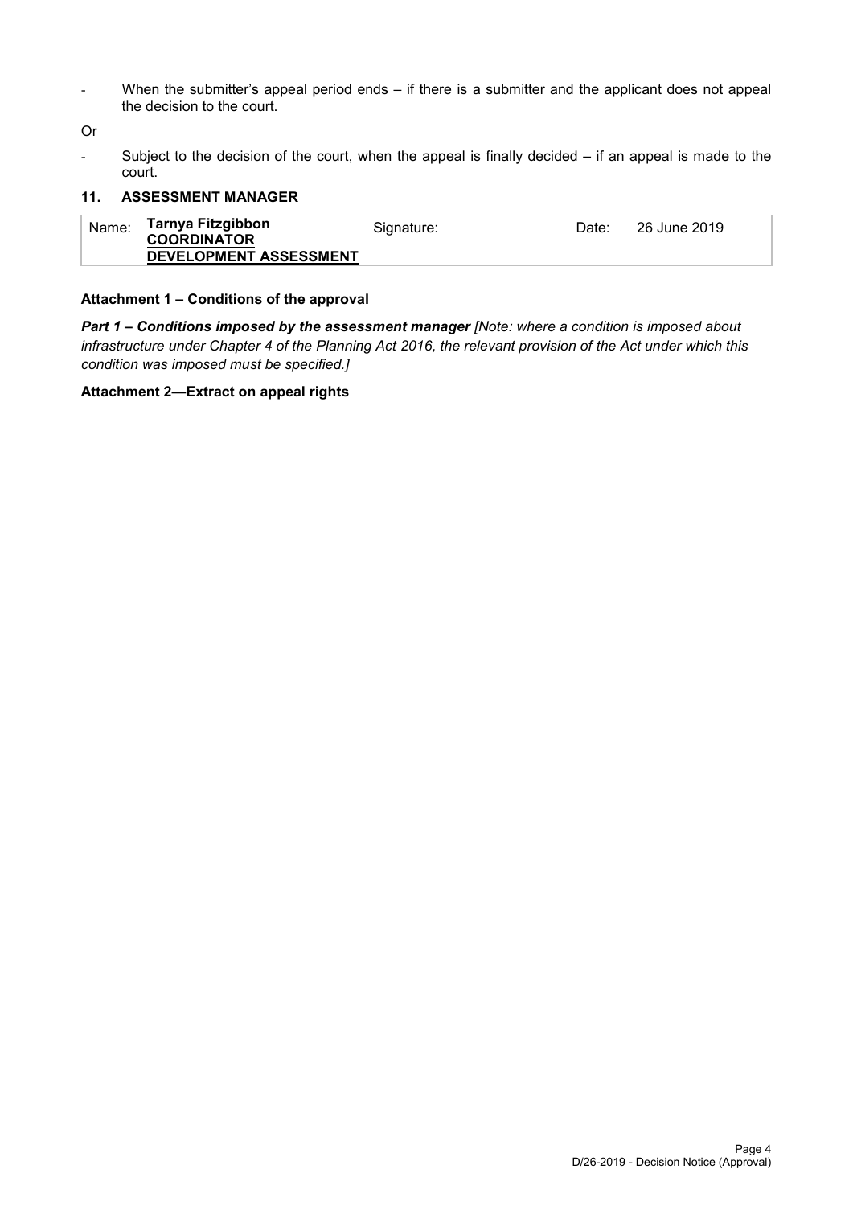- When the submitter's appeal period ends – if there is a submitter and the applicant does not appeal the decision to the court.

Or

- Subject to the decision of the court, when the appeal is finally decided – if an appeal is made to the court.

## 11. ASSESSMENT MANAGER

| Name: | **Tarnya Fitzgibbon** **COORDINATOR** **DEVELOPMENT ASSESSMENT** | Signature: | | Date: | 26 June 2019 |
|---|---|---|---|---|---|

**Attachment 1 – Conditions of the approval**

***Part 1 – Conditions imposed by the assessment manager*** *[Note: where a condition is imposed about infrastructure under Chapter 4 of the Planning Act 2016, the relevant provision of the Act under which this condition was imposed must be specified.]*

**Attachment 2—Extract on appeal rights**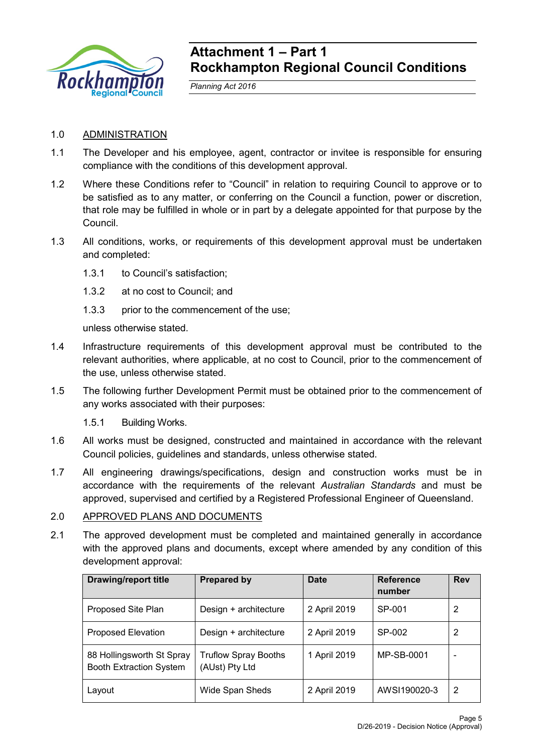# Attachment 1 – Part 1
# Rockhampton Regional Council Conditions

*Planning Act 2016*

1.0 ADMINISTRATION

1.1 The Developer and his employee, agent, contractor or invitee is responsible for ensuring compliance with the conditions of this development approval.

1.2 Where these Conditions refer to "Council" in relation to requiring Council to approve or to be satisfied as to any matter, or conferring on the Council a function, power or discretion, that role may be fulfilled in whole or in part by a delegate appointed for that purpose by the Council.

1.3 All conditions, works, or requirements of this development approval must be undertaken and completed:

1.3.1 to Council's satisfaction;

1.3.2 at no cost to Council; and

1.3.3 prior to the commencement of the use;

unless otherwise stated.

1.4 Infrastructure requirements of this development approval must be contributed to the relevant authorities, where applicable, at no cost to Council, prior to the commencement of the use, unless otherwise stated.

1.5 The following further Development Permit must be obtained prior to the commencement of any works associated with their purposes:

1.5.1 Building Works.

1.6 All works must be designed, constructed and maintained in accordance with the relevant Council policies, guidelines and standards, unless otherwise stated.

1.7 All engineering drawings/specifications, design and construction works must be in accordance with the requirements of the relevant *Australian Standards* and must be approved, supervised and certified by a Registered Professional Engineer of Queensland.

2.0 APPROVED PLANS AND DOCUMENTS

2.1 The approved development must be completed and maintained generally in accordance with the approved plans and documents, except where amended by any condition of this development approval:

| Drawing/report title | Prepared by | Date | Reference number | Rev |
|---|---|---|---|---|
| Proposed Site Plan | Design + architecture | 2 April 2019 | SP-001 | 2 |
| Proposed Elevation | Design + architecture | 2 April 2019 | SP-002 | 2 |
| 88 Hollingsworth St Spray Booth Extraction System | Truflow Spray Booths (AUst) Pty Ltd | 1 April 2019 | MP-SB-0001 | - |
| Layout | Wide Span Sheds | 2 April 2019 | AWSI190020-3 | 2 |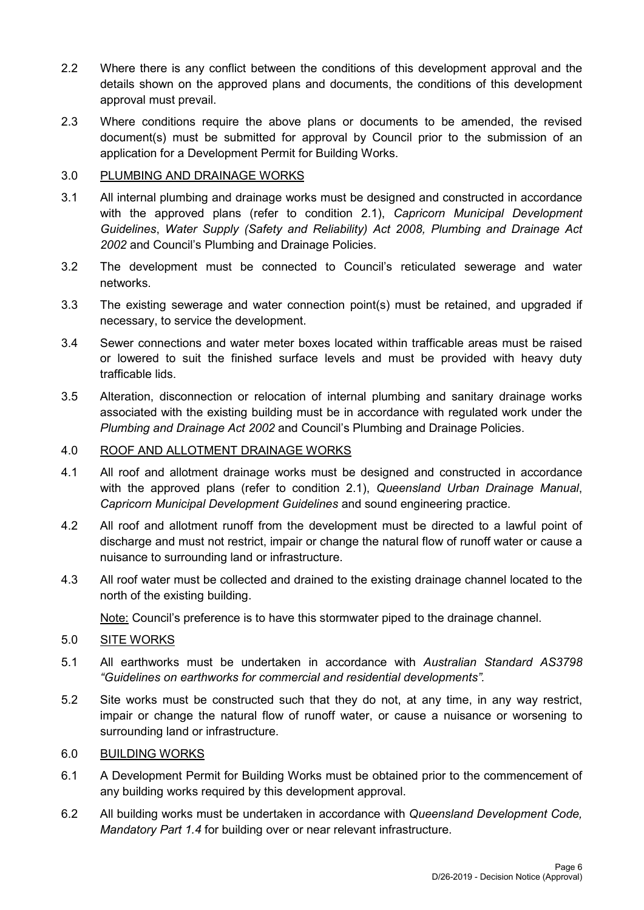2.2 Where there is any conflict between the conditions of this development approval and the details shown on the approved plans and documents, the conditions of this development approval must prevail.

2.3 Where conditions require the above plans or documents to be amended, the revised document(s) must be submitted for approval by Council prior to the submission of an application for a Development Permit for Building Works.

3.0 <u>PLUMBING AND DRAINAGE WORKS</u>

3.1 All internal plumbing and drainage works must be designed and constructed in accordance with the approved plans (refer to condition 2.1), *Capricorn Municipal Development Guidelines*, *Water Supply (Safety and Reliability) Act 2008, Plumbing and Drainage Act 2002* and Council's Plumbing and Drainage Policies.

3.2 The development must be connected to Council's reticulated sewerage and water networks.

3.3 The existing sewerage and water connection point(s) must be retained, and upgraded if necessary, to service the development.

3.4 Sewer connections and water meter boxes located within trafficable areas must be raised or lowered to suit the finished surface levels and must be provided with heavy duty trafficable lids.

3.5 Alteration, disconnection or relocation of internal plumbing and sanitary drainage works associated with the existing building must be in accordance with regulated work under the *Plumbing and Drainage Act 2002* and Council's Plumbing and Drainage Policies.

4.0 <u>ROOF AND ALLOTMENT DRAINAGE WORKS</u>

4.1 All roof and allotment drainage works must be designed and constructed in accordance with the approved plans (refer to condition 2.1), *Queensland Urban Drainage Manual*, *Capricorn Municipal Development Guidelines* and sound engineering practice.

4.2 All roof and allotment runoff from the development must be directed to a lawful point of discharge and must not restrict, impair or change the natural flow of runoff water or cause a nuisance to surrounding land or infrastructure.

4.3 All roof water must be collected and drained to the existing drainage channel located to the north of the existing building.

<u>Note:</u> Council's preference is to have this stormwater piped to the drainage channel.

5.0 <u>SITE WORKS</u>

5.1 All earthworks must be undertaken in accordance with *Australian Standard AS3798 "Guidelines on earthworks for commercial and residential developments".*

5.2 Site works must be constructed such that they do not, at any time, in any way restrict, impair or change the natural flow of runoff water, or cause a nuisance or worsening to surrounding land or infrastructure.

6.0 <u>BUILDING WORKS</u>

6.1 A Development Permit for Building Works must be obtained prior to the commencement of any building works required by this development approval.

6.2 All building works must be undertaken in accordance with *Queensland Development Code, Mandatory Part 1.4* for building over or near relevant infrastructure.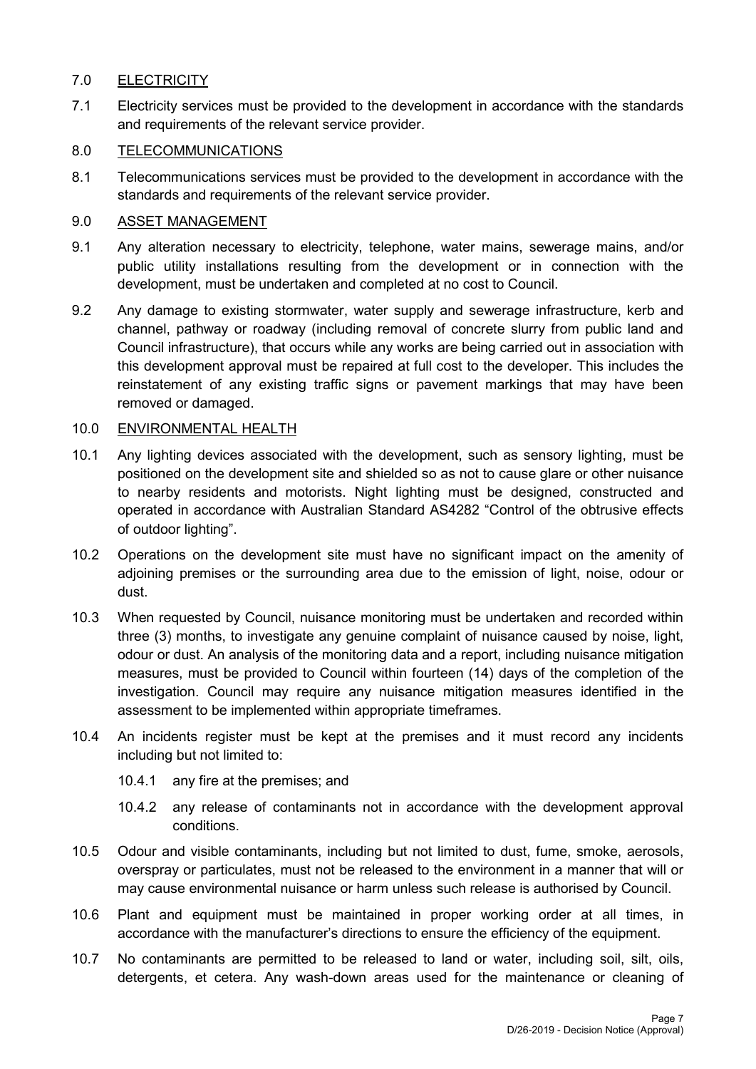## 7.0 ELECTRICITY

7.1 Electricity services must be provided to the development in accordance with the standards and requirements of the relevant service provider.

## 8.0 TELECOMMUNICATIONS

8.1 Telecommunications services must be provided to the development in accordance with the standards and requirements of the relevant service provider.

## 9.0 ASSET MANAGEMENT

9.1 Any alteration necessary to electricity, telephone, water mains, sewerage mains, and/or public utility installations resulting from the development or in connection with the development, must be undertaken and completed at no cost to Council.

9.2 Any damage to existing stormwater, water supply and sewerage infrastructure, kerb and channel, pathway or roadway (including removal of concrete slurry from public land and Council infrastructure), that occurs while any works are being carried out in association with this development approval must be repaired at full cost to the developer. This includes the reinstatement of any existing traffic signs or pavement markings that may have been removed or damaged.

## 10.0 ENVIRONMENTAL HEALTH

10.1 Any lighting devices associated with the development, such as sensory lighting, must be positioned on the development site and shielded so as not to cause glare or other nuisance to nearby residents and motorists. Night lighting must be designed, constructed and operated in accordance with Australian Standard AS4282 "Control of the obtrusive effects of outdoor lighting".

10.2 Operations on the development site must have no significant impact on the amenity of adjoining premises or the surrounding area due to the emission of light, noise, odour or dust.

10.3 When requested by Council, nuisance monitoring must be undertaken and recorded within three (3) months, to investigate any genuine complaint of nuisance caused by noise, light, odour or dust. An analysis of the monitoring data and a report, including nuisance mitigation measures, must be provided to Council within fourteen (14) days of the completion of the investigation. Council may require any nuisance mitigation measures identified in the assessment to be implemented within appropriate timeframes.

10.4 An incidents register must be kept at the premises and it must record any incidents including but not limited to:

- 10.4.1 any fire at the premises; and
- 10.4.2 any release of contaminants not in accordance with the development approval conditions.

10.5 Odour and visible contaminants, including but not limited to dust, fume, smoke, aerosols, overspray or particulates, must not be released to the environment in a manner that will or may cause environmental nuisance or harm unless such release is authorised by Council.

10.6 Plant and equipment must be maintained in proper working order at all times, in accordance with the manufacturer's directions to ensure the efficiency of the equipment.

10.7 No contaminants are permitted to be released to land or water, including soil, silt, oils, detergents, et cetera. Any wash-down areas used for the maintenance or cleaning of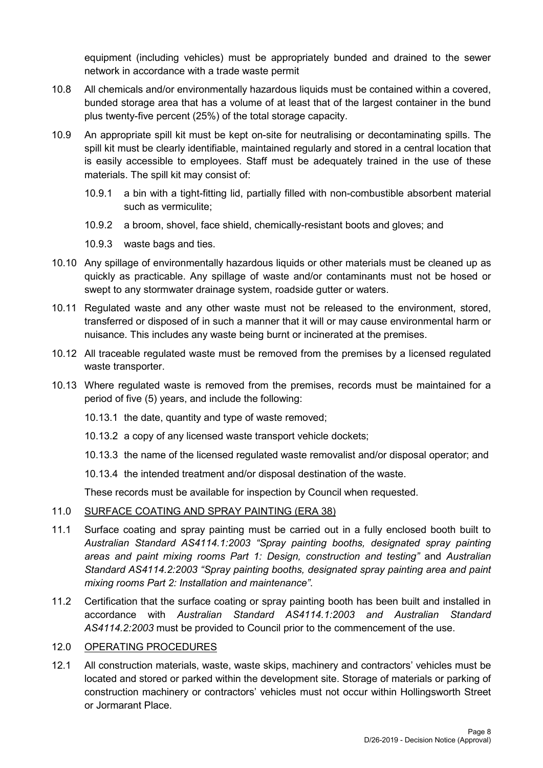equipment (including vehicles) must be appropriately bunded and drained to the sewer network in accordance with a trade waste permit

10.8 All chemicals and/or environmentally hazardous liquids must be contained within a covered, bunded storage area that has a volume of at least that of the largest container in the bund plus twenty-five percent (25%) of the total storage capacity.

10.9 An appropriate spill kit must be kept on-site for neutralising or decontaminating spills. The spill kit must be clearly identifiable, maintained regularly and stored in a central location that is easily accessible to employees. Staff must be adequately trained in the use of these materials. The spill kit may consist of:

  10.9.1 a bin with a tight-fitting lid, partially filled with non-combustible absorbent material such as vermiculite;

  10.9.2 a broom, shovel, face shield, chemically-resistant boots and gloves; and

  10.9.3 waste bags and ties.

10.10 Any spillage of environmentally hazardous liquids or other materials must be cleaned up as quickly as practicable. Any spillage of waste and/or contaminants must not be hosed or swept to any stormwater drainage system, roadside gutter or waters.

10.11 Regulated waste and any other waste must not be released to the environment, stored, transferred or disposed of in such a manner that it will or may cause environmental harm or nuisance. This includes any waste being burnt or incinerated at the premises.

10.12 All traceable regulated waste must be removed from the premises by a licensed regulated waste transporter.

10.13 Where regulated waste is removed from the premises, records must be maintained for a period of five (5) years, and include the following:

  10.13.1 the date, quantity and type of waste removed;

  10.13.2 a copy of any licensed waste transport vehicle dockets;

  10.13.3 the name of the licensed regulated waste removalist and/or disposal operator; and

  10.13.4 the intended treatment and/or disposal destination of the waste.

  These records must be available for inspection by Council when requested.

11.0 <u>SURFACE COATING AND SPRAY PAINTING (ERA 38)</u>

11.1 Surface coating and spray painting must be carried out in a fully enclosed booth built to *Australian Standard AS4114.1:2003 "Spray painting booths, designated spray painting areas and paint mixing rooms Part 1: Design, construction and testing"* and *Australian Standard AS4114.2:2003 "Spray painting booths, designated spray painting area and paint mixing rooms Part 2: Installation and maintenance"*.

11.2 Certification that the surface coating or spray painting booth has been built and installed in accordance with *Australian Standard AS4114.1:2003 and Australian Standard AS4114.2:2003* must be provided to Council prior to the commencement of the use.

12.0 <u>OPERATING PROCEDURES</u>

12.1 All construction materials, waste, waste skips, machinery and contractors' vehicles must be located and stored or parked within the development site. Storage of materials or parking of construction machinery or contractors' vehicles must not occur within Hollingsworth Street or Jormarant Place.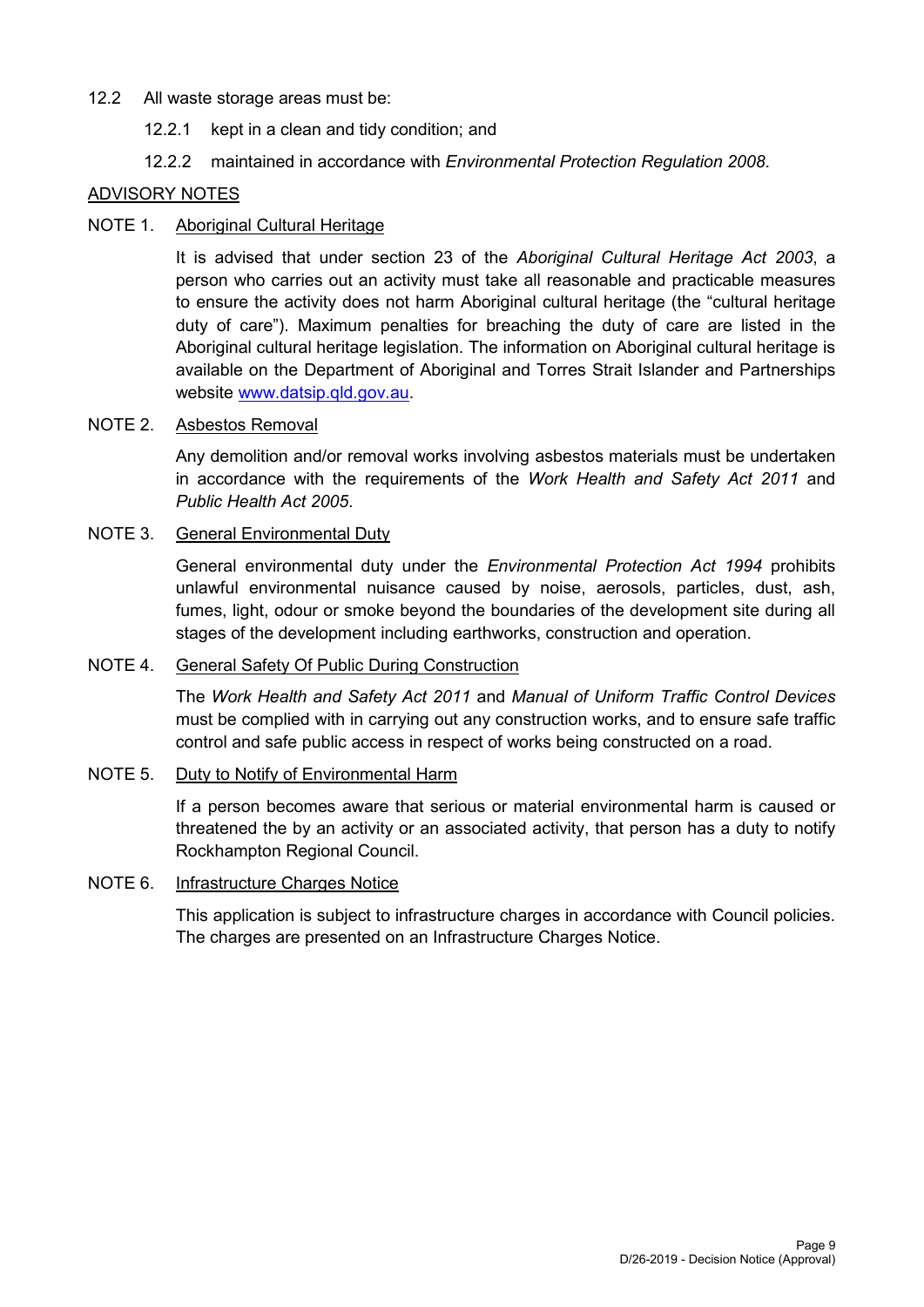12.2 All waste storage areas must be:

12.2.1 kept in a clean and tidy condition; and

12.2.2 maintained in accordance with *Environmental Protection Regulation 2008*.

## ADVISORY NOTES

### NOTE 1. Aboriginal Cultural Heritage

It is advised that under section 23 of the *Aboriginal Cultural Heritage Act 2003*, a person who carries out an activity must take all reasonable and practicable measures to ensure the activity does not harm Aboriginal cultural heritage (the "cultural heritage duty of care"). Maximum penalties for breaching the duty of care are listed in the Aboriginal cultural heritage legislation. The information on Aboriginal cultural heritage is available on the Department of Aboriginal and Torres Strait Islander and Partnerships website [www.datsip.qld.gov.au](www.datsip.qld.gov.au).

### NOTE 2. Asbestos Removal

Any demolition and/or removal works involving asbestos materials must be undertaken in accordance with the requirements of the *Work Health and Safety Act 2011* and *Public Health Act 2005*.

### NOTE 3. General Environmental Duty

General environmental duty under the *Environmental Protection Act 1994* prohibits unlawful environmental nuisance caused by noise, aerosols, particles, dust, ash, fumes, light, odour or smoke beyond the boundaries of the development site during all stages of the development including earthworks, construction and operation.

### NOTE 4. General Safety Of Public During Construction

The *Work Health and Safety Act 2011* and *Manual of Uniform Traffic Control Devices* must be complied with in carrying out any construction works, and to ensure safe traffic control and safe public access in respect of works being constructed on a road.

### NOTE 5. Duty to Notify of Environmental Harm

If a person becomes aware that serious or material environmental harm is caused or threatened the by an activity or an associated activity, that person has a duty to notify Rockhampton Regional Council.

### NOTE 6. Infrastructure Charges Notice

This application is subject to infrastructure charges in accordance with Council policies. The charges are presented on an Infrastructure Charges Notice.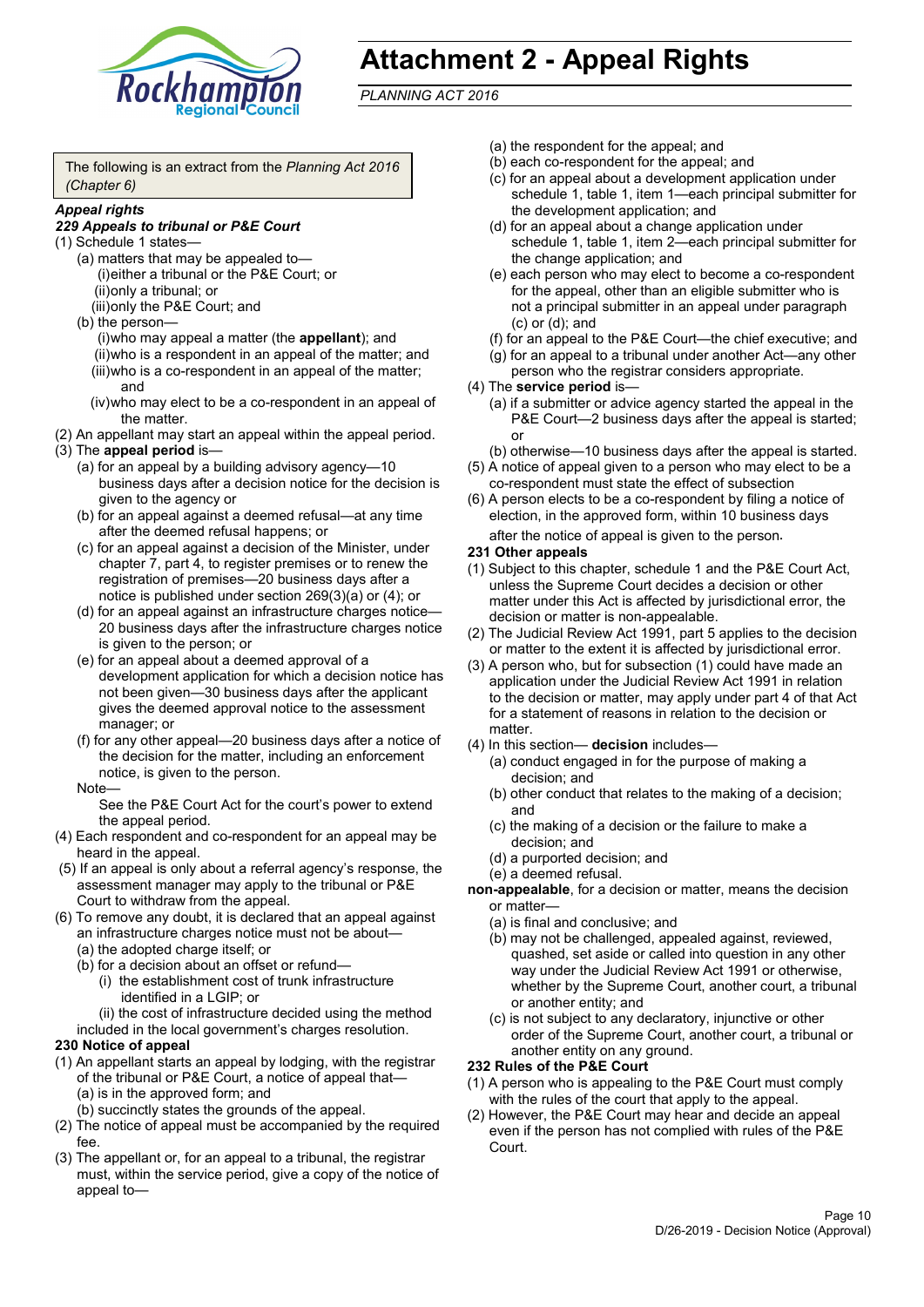# Attachment 2 - Appeal Rights

*PLANNING ACT 2016*

The following is an extract from the *Planning Act 2016 (Chapter 6)*

***Appeal rights***

***229 Appeals to tribunal or P&E Court***

(1) Schedule 1 states—

- (a) matters that may be appealed to—
  - (i) either a tribunal or the P&E Court; or
  - (ii) only a tribunal; or
  - (iii) only the P&E Court; and
- (b) the person—
  - (i) who may appeal a matter (the **appellant**); and
  - (ii) who is a respondent in an appeal of the matter; and
  - (iii) who is a co-respondent in an appeal of the matter; and
  - (iv) who may elect to be a co-respondent in an appeal of the matter.

(2) An appellant may start an appeal within the appeal period.

(3) The **appeal period** is—

- (a) for an appeal by a building advisory agency—10 business days after a decision notice for the decision is given to the agency or
- (b) for an appeal against a deemed refusal—at any time after the deemed refusal happens; or
- (c) for an appeal against a decision of the Minister, under chapter 7, part 4, to register premises or to renew the registration of premises—20 business days after a notice is published under section 269(3)(a) or (4); or
- (d) for an appeal against an infrastructure charges notice—20 business days after the infrastructure charges notice is given to the person; or
- (e) for an appeal about a deemed approval of a development application for which a decision notice has not been given—30 business days after the applicant gives the deemed approval notice to the assessment manager; or
- (f) for any other appeal—20 business days after a notice of the decision for the matter, including an enforcement notice, is given to the person.

Note—

See the P&E Court Act for the court's power to extend the appeal period.

(4) Each respondent and co-respondent for an appeal may be heard in the appeal.

(5) If an appeal is only about a referral agency's response, the assessment manager may apply to the tribunal or P&E Court to withdraw from the appeal.

(6) To remove any doubt, it is declared that an appeal against an infrastructure charges notice must not be about—

- (a) the adopted charge itself; or
- (b) for a decision about an offset or refund—
  - (i) the establishment cost of trunk infrastructure identified in a LGIP; or
  - (ii) the cost of infrastructure decided using the method included in the local government's charges resolution.

**230 Notice of appeal**

(1) An appellant starts an appeal by lodging, with the registrar of the tribunal or P&E Court, a notice of appeal that—

- (a) is in the approved form; and
- (b) succinctly states the grounds of the appeal.

(2) The notice of appeal must be accompanied by the required fee.

(3) The appellant or, for an appeal to a tribunal, the registrar must, within the service period, give a copy of the notice of appeal to—

- (a) the respondent for the appeal; and
- (b) each co-respondent for the appeal; and
- (c) for an appeal about a development application under schedule 1, table 1, item 1—each principal submitter for the development application; and
- (d) for an appeal about a change application under schedule 1, table 1, item 2—each principal submitter for the change application; and
- (e) each person who may elect to become a co-respondent for the appeal, other than an eligible submitter who is not a principal submitter in an appeal under paragraph (c) or (d); and
- (f) for an appeal to the P&E Court—the chief executive; and
- (g) for an appeal to a tribunal under another Act—any other person who the registrar considers appropriate.

(4) The **service period** is—

- (a) if a submitter or advice agency started the appeal in the P&E Court—2 business days after the appeal is started; or
- (b) otherwise—10 business days after the appeal is started.

(5) A notice of appeal given to a person who may elect to be a co-respondent must state the effect of subsection

(6) A person elects to be a co-respondent by filing a notice of election, in the approved form, within 10 business days after the notice of appeal is given to the person.

**231 Other appeals**

(1) Subject to this chapter, schedule 1 and the P&E Court Act, unless the Supreme Court decides a decision or other matter under this Act is affected by jurisdictional error, the decision or matter is non-appealable.

(2) The Judicial Review Act 1991, part 5 applies to the decision or matter to the extent it is affected by jurisdictional error.

(3) A person who, but for subsection (1) could have made an application under the Judicial Review Act 1991 in relation to the decision or matter, may apply under part 4 of that Act for a statement of reasons in relation to the decision or matter.

(4) In this section— **decision** includes—

- (a) conduct engaged in for the purpose of making a decision; and
- (b) other conduct that relates to the making of a decision; and
- (c) the making of a decision or the failure to make a decision; and
- (d) a purported decision; and
- (e) a deemed refusal.

**non-appealable**, for a decision or matter, means the decision or matter—

- (a) is final and conclusive; and
- (b) may not be challenged, appealed against, reviewed, quashed, set aside or called into question in any other way under the Judicial Review Act 1991 or otherwise, whether by the Supreme Court, another court, a tribunal or another entity; and
- (c) is not subject to any declaratory, injunctive or other order of the Supreme Court, another court, a tribunal or another entity on any ground.

**232 Rules of the P&E Court**

(1) A person who is appealing to the P&E Court must comply with the rules of the court that apply to the appeal.

(2) However, the P&E Court may hear and decide an appeal even if the person has not complied with rules of the P&E Court.

D/26-2019 - Decision Notice (Approval)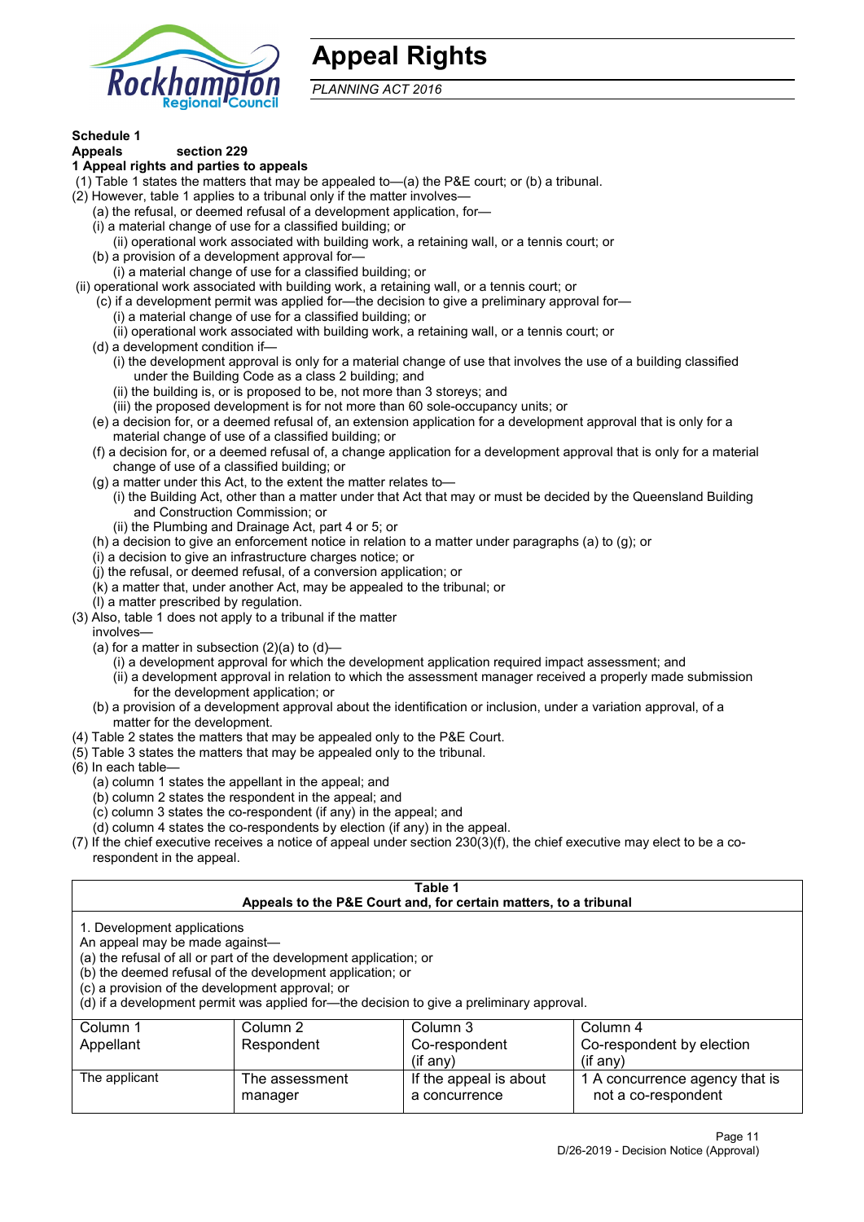# Appeal Rights

*PLANNING ACT 2016*

**Schedule 1**
**Appeals** section 229

**1 Appeal rights and parties to appeals**

(1) Table 1 states the matters that may be appealed to—(a) the P&E court; or (b) a tribunal.

(2) However, table 1 applies to a tribunal only if the matter involves—

- (a) the refusal, or deemed refusal of a development application, for—
  - (i) a material change of use for a classified building; or
  - (ii) operational work associated with building work, a retaining wall, or a tennis court; or
- (b) a provision of a development approval for—
  - (i) a material change of use for a classified building; or
  - (ii) operational work associated with building work, a retaining wall, or a tennis court; or
- (c) if a development permit was applied for—the decision to give a preliminary approval for—
  - (i) a material change of use for a classified building; or
  - (ii) operational work associated with building work, a retaining wall, or a tennis court; or
- (d) a development condition if—
  - (i) the development approval is only for a material change of use that involves the use of a building classified under the Building Code as a class 2 building; and
  - (ii) the building is, or is proposed to be, not more than 3 storeys; and
  - (iii) the proposed development is for not more than 60 sole-occupancy units; or
- (e) a decision for, or a deemed refusal of, an extension application for a development approval that is only for a material change of use of a classified building; or
- (f) a decision for, or a deemed refusal of, a change application for a development approval that is only for a material change of use of a classified building; or
- (g) a matter under this Act, to the extent the matter relates to—
  - (i) the Building Act, other than a matter under that Act that may or must be decided by the Queensland Building and Construction Commission; or
  - (ii) the Plumbing and Drainage Act, part 4 or 5; or
- (h) a decision to give an enforcement notice in relation to a matter under paragraphs (a) to (g); or
- (i) a decision to give an infrastructure charges notice; or
- (j) the refusal, or deemed refusal, of a conversion application; or
- (k) a matter that, under another Act, may be appealed to the tribunal; or
- (l) a matter prescribed by regulation.

(3) Also, table 1 does not apply to a tribunal if the matter involves—

- (a) for a matter in subsection (2)(a) to (d)—
  - (i) a development approval for which the development application required impact assessment; and
  - (ii) a development approval in relation to which the assessment manager received a properly made submission for the development application; or
- (b) a provision of a development approval about the identification or inclusion, under a variation approval, of a matter for the development.

(4) Table 2 states the matters that may be appealed only to the P&E Court.

(5) Table 3 states the matters that may be appealed only to the tribunal.

(6) In each table—

- (a) column 1 states the appellant in the appeal; and
- (b) column 2 states the respondent in the appeal; and
- (c) column 3 states the co-respondent (if any) in the appeal; and
- (d) column 4 states the co-respondents by election (if any) in the appeal.

(7) If the chief executive receives a notice of appeal under section 230(3)(f), the chief executive may elect to be a co-respondent in the appeal.

**Table 1**
**Appeals to the P&E Court and, for certain matters, to a tribunal**

1. Development applications
An appeal may be made against—
(a) the refusal of all or part of the development application; or
(b) the deemed refusal of the development application; or
(c) a provision of the development approval; or
(d) if a development permit was applied for—the decision to give a preliminary approval.

| Column 1<br>Appellant | Column 2<br>Respondent | Column 3<br>Co-respondent<br>(if any) | Column 4<br>Co-respondent by election<br>(if any) |
|---|---|---|---|
| The applicant | The assessment manager | If the appeal is about a concurrence | 1 A concurrence agency that is not a co-respondent |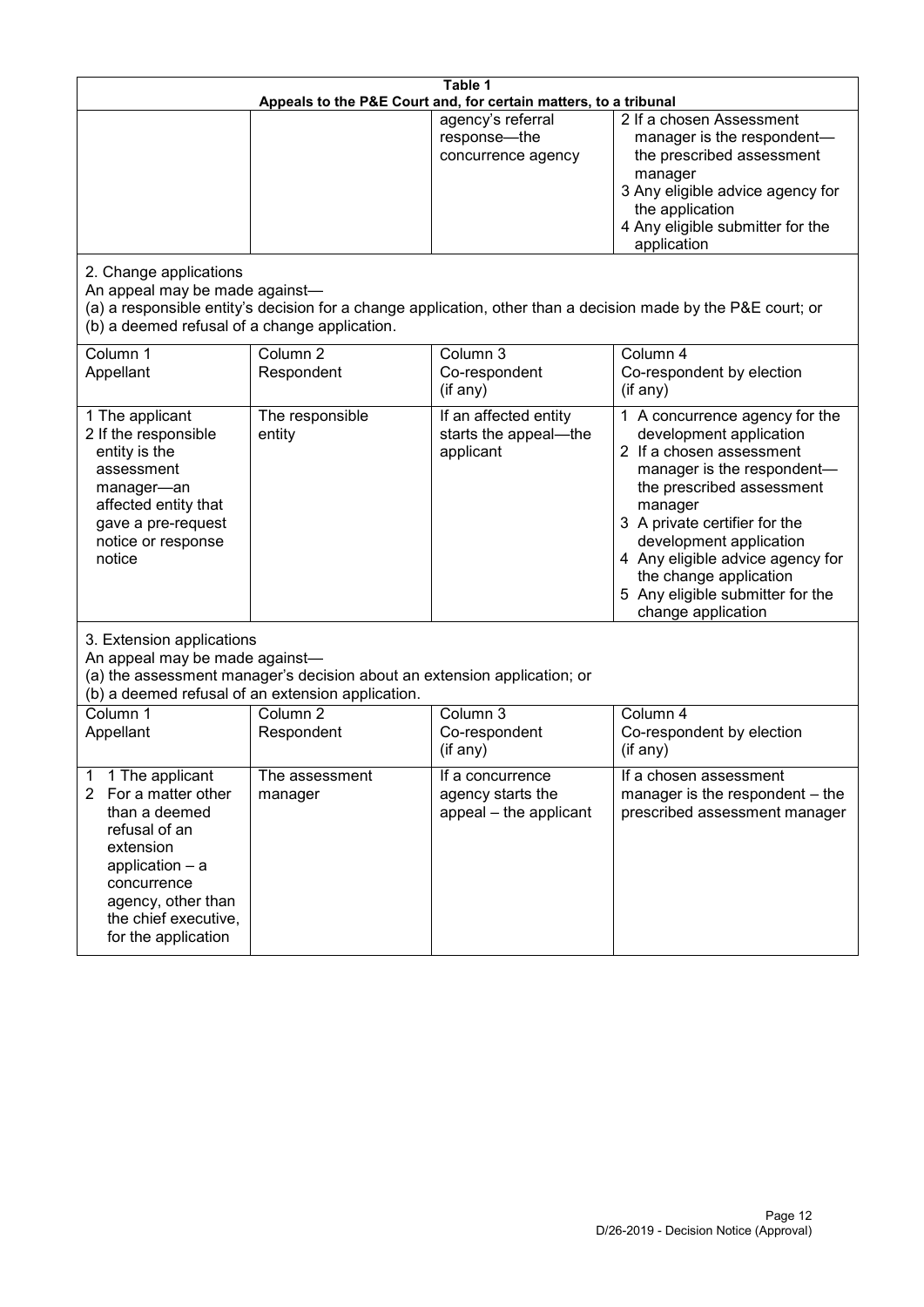**Table 1**
**Appeals to the P&E Court and, for certain matters, to a tribunal**

| | | | |
|---|---|---|---|
| | | agency's referral response—the concurrence agency | 2 If a chosen Assessment manager is the respondent—the prescribed assessment manager<br>3 Any eligible advice agency for the application<br>4 Any eligible submitter for the application |

2. Change applications

An appeal may be made against—
(a) a responsible entity's decision for a change application, other than a decision made by the P&E court; or
(b) a deemed refusal of a change application.

| Column 1<br>Appellant | Column 2<br>Respondent | Column 3<br>Co-respondent<br>(if any) | Column 4<br>Co-respondent by election<br>(if any) |
|---|---|---|---|
| 1 The applicant<br>2 If the responsible entity is the assessment manager—an affected entity that gave a pre-request notice or response notice | The responsible entity | If an affected entity starts the appeal—the applicant | 1 A concurrence agency for the development application<br>2 If a chosen assessment manager is the respondent—the prescribed assessment manager<br>3 A private certifier for the development application<br>4 Any eligible advice agency for the change application<br>5 Any eligible submitter for the change application |

3. Extension applications

An appeal may be made against—
(a) the assessment manager's decision about an extension application; or
(b) a deemed refusal of an extension application.

| Column 1<br>Appellant | Column 2<br>Respondent | Column 3<br>Co-respondent<br>(if any) | Column 4<br>Co-respondent by election<br>(if any) |
|---|---|---|---|
| 1 1 The applicant<br>2 For a matter other than a deemed refusal of an extension application – a concurrence agency, other than the chief executive, for the application | The assessment manager | If a concurrence agency starts the appeal – the applicant | If a chosen assessment manager is the respondent – the prescribed assessment manager |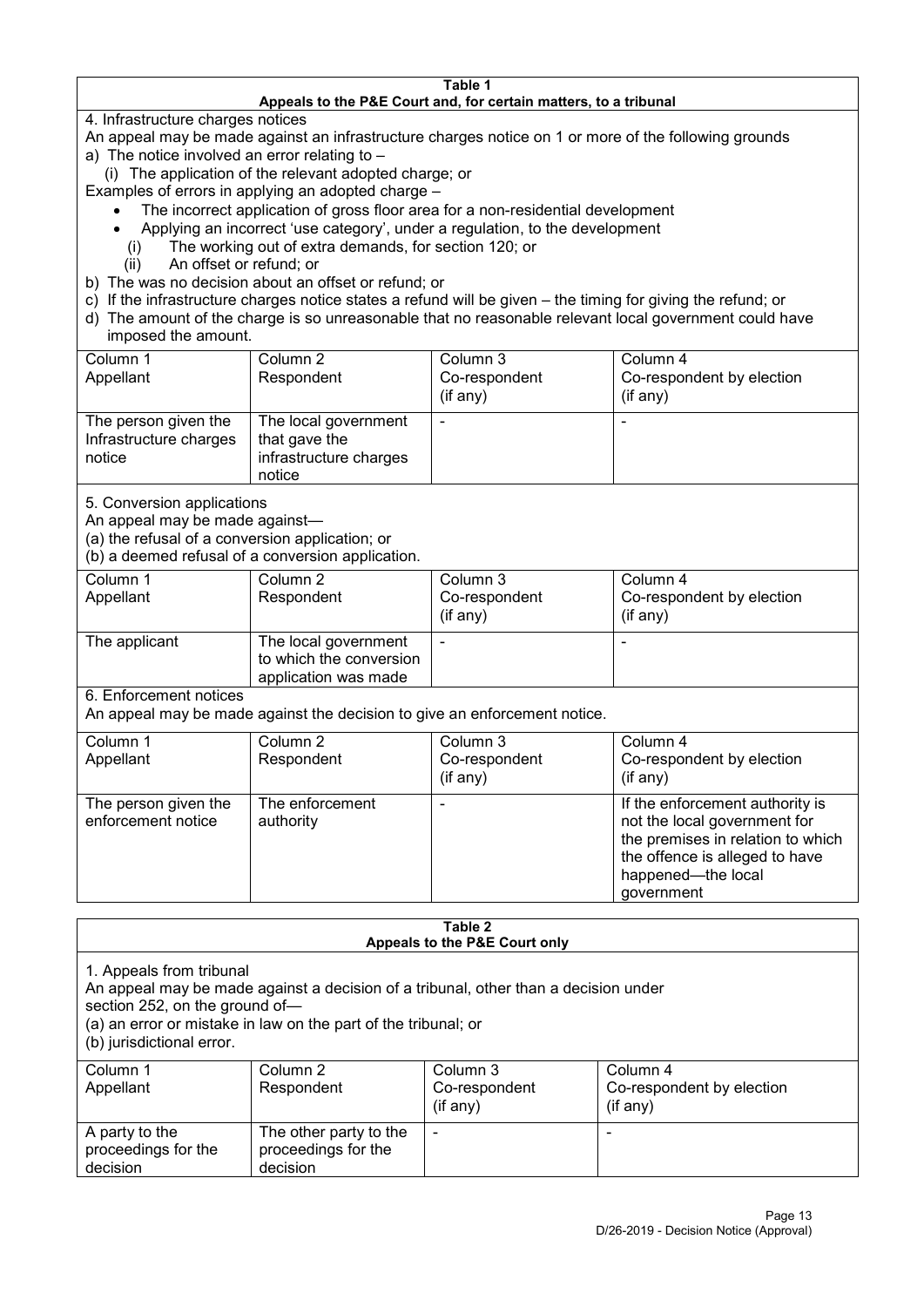**Table 1**
**Appeals to the P&E Court and, for certain matters, to a tribunal**

4. Infrastructure charges notices

An appeal may be made against an infrastructure charges notice on 1 or more of the following grounds

a) The notice involved an error relating to –
   (i) The application of the relevant adopted charge; or

Examples of errors in applying an adopted charge –

- The incorrect application of gross floor area for a non-residential development
- Applying an incorrect 'use category', under a regulation, to the development
   (i) The working out of extra demands, for section 120; or
   (ii) An offset or refund; or

b) The was no decision about an offset or refund; or

c) If the infrastructure charges notice states a refund will be given – the timing for giving the refund; or

d) The amount of the charge is so unreasonable that no reasonable relevant local government could have imposed the amount.

| Column 1<br>Appellant | Column 2<br>Respondent | Column 3<br>Co-respondent<br>(if any) | Column 4<br>Co-respondent by election<br>(if any) |
|---|---|---|---|
| The person given the Infrastructure charges notice | The local government that gave the infrastructure charges notice | - | - |

5. Conversion applications

An appeal may be made against—
(a) the refusal of a conversion application; or
(b) a deemed refusal of a conversion application.

| Column 1<br>Appellant | Column 2<br>Respondent | Column 3<br>Co-respondent<br>(if any) | Column 4<br>Co-respondent by election<br>(if any) |
|---|---|---|---|
| The applicant | The local government to which the conversion application was made | - | - |

6. Enforcement notices

An appeal may be made against the decision to give an enforcement notice.

| Column 1<br>Appellant | Column 2<br>Respondent | Column 3<br>Co-respondent<br>(if any) | Column 4<br>Co-respondent by election<br>(if any) |
|---|---|---|---|
| The person given the enforcement notice | The enforcement authority | - | If the enforcement authority is not the local government for the premises in relation to which the offence is alleged to have happened—the local government |

**Table 2**
**Appeals to the P&E Court only**

1. Appeals from tribunal

An appeal may be made against a decision of a tribunal, other than a decision under section 252, on the ground of—
(a) an error or mistake in law on the part of the tribunal; or
(b) jurisdictional error.

| Column 1<br>Appellant | Column 2<br>Respondent | Column 3<br>Co-respondent<br>(if any) | Column 4<br>Co-respondent by election<br>(if any) |
|---|---|---|---|
| A party to the proceedings for the decision | The other party to the proceedings for the decision | - | - |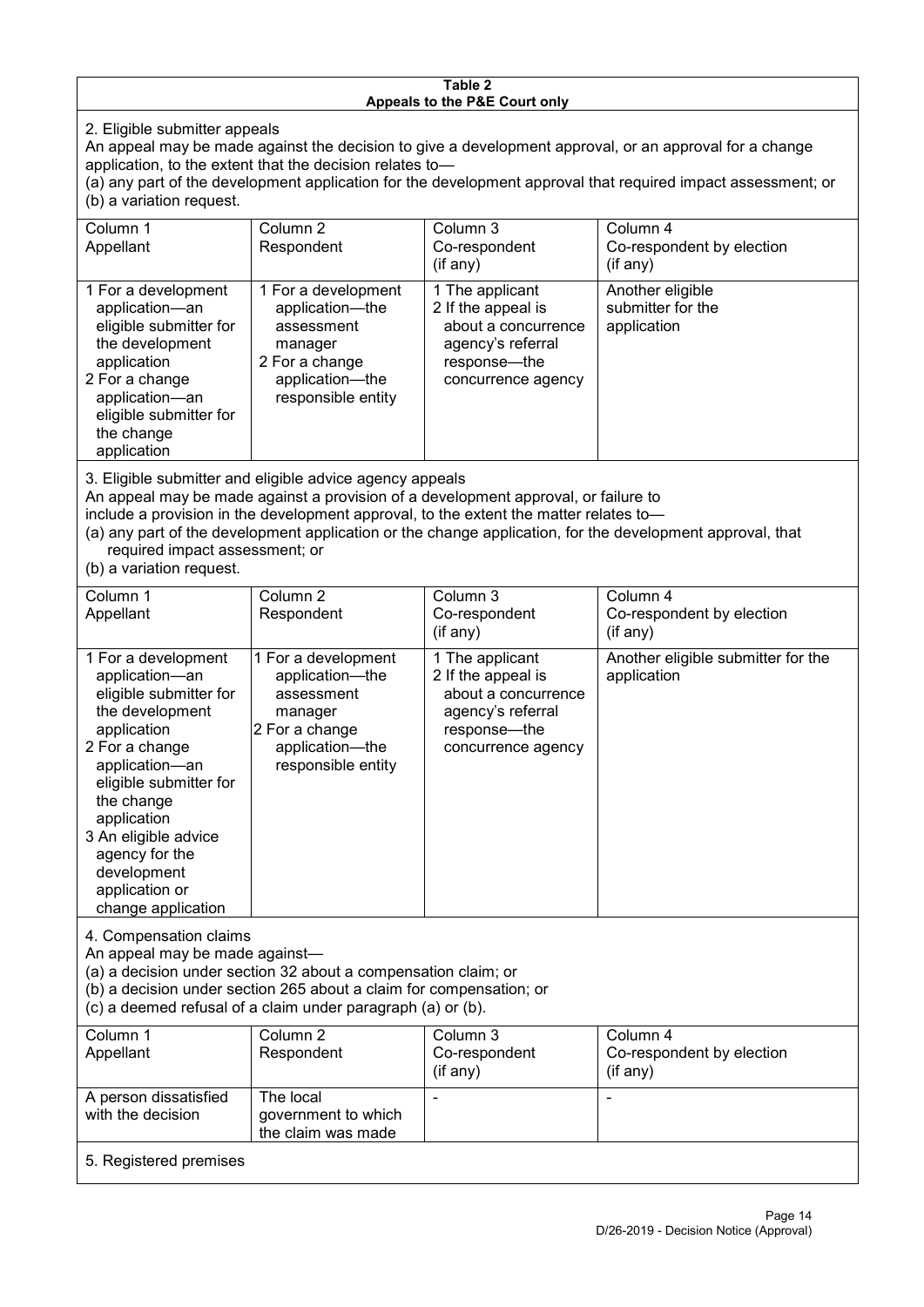**Table 2**
**Appeals to the P&E Court only**

2. Eligible submitter appeals

An appeal may be made against the decision to give a development approval, or an approval for a change application, to the extent that the decision relates to—

(a) any part of the development application for the development approval that required impact assessment; or

(b) a variation request.

| Column 1<br>Appellant | Column 2<br>Respondent | Column 3<br>Co-respondent<br>(if any) | Column 4<br>Co-respondent by election<br>(if any) |
|---|---|---|---|
| 1 For a development application—an eligible submitter for the development application<br>2 For a change application—an eligible submitter for the change application | 1 For a development application—the assessment manager<br>2 For a change application—the responsible entity | 1 The applicant<br>2 If the appeal is about a concurrence agency's referral response—the concurrence agency | Another eligible submitter for the application |

3. Eligible submitter and eligible advice agency appeals

An appeal may be made against a provision of a development approval, or failure to include a provision in the development approval, to the extent the matter relates to—

(a) any part of the development application or the change application, for the development approval, that required impact assessment; or

(b) a variation request.

| Column 1<br>Appellant | Column 2<br>Respondent | Column 3<br>Co-respondent<br>(if any) | Column 4<br>Co-respondent by election<br>(if any) |
|---|---|---|---|
| 1 For a development application—an eligible submitter for the development application<br>2 For a change application—an eligible submitter for the change application<br>3 An eligible advice agency for the development application or change application | 1 For a development application—the assessment manager<br>2 For a change application—the responsible entity | 1 The applicant<br>2 If the appeal is about a concurrence agency's referral response—the concurrence agency | Another eligible submitter for the application |

4. Compensation claims

An appeal may be made against—

(a) a decision under section 32 about a compensation claim; or

(b) a decision under section 265 about a claim for compensation; or

(c) a deemed refusal of a claim under paragraph (a) or (b).

| Column 1<br>Appellant | Column 2<br>Respondent | Column 3<br>Co-respondent<br>(if any) | Column 4<br>Co-respondent by election<br>(if any) |
|---|---|---|---|
| A person dissatisfied with the decision | The local government to which the claim was made | - | - |

5. Registered premises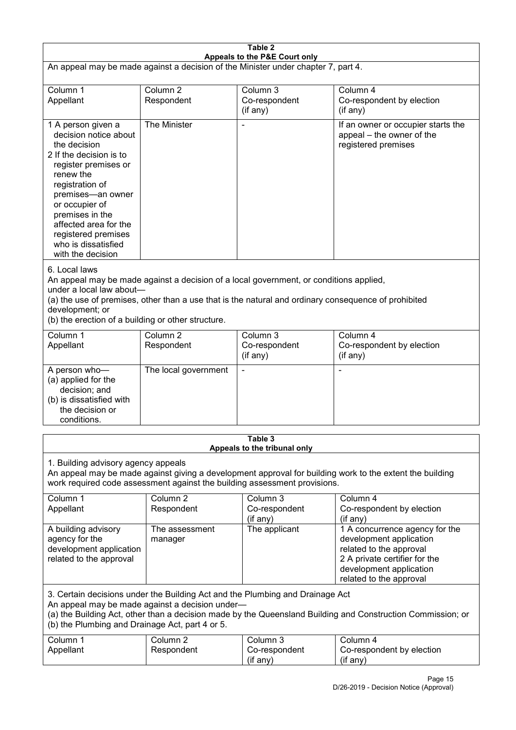**Table 2**
**Appeals to the P&E Court only**

An appeal may be made against a decision of the Minister under chapter 7, part 4.

| Column 1<br>Appellant | Column 2<br>Respondent | Column 3<br>Co-respondent<br>(if any) | Column 4<br>Co-respondent by election<br>(if any) |
|---|---|---|---|
| 1 A person given a decision notice about the decision<br>2 If the decision is to register premises or renew the registration of premises—an owner or occupier of premises in the affected area for the registered premises who is dissatisfied with the decision | The Minister | - | If an owner or occupier starts the appeal – the owner of the registered premises |

6. Local laws

An appeal may be made against a decision of a local government, or conditions applied, under a local law about—

(a) the use of premises, other than a use that is the natural and ordinary consequence of prohibited development; or

(b) the erection of a building or other structure.

| Column 1<br>Appellant | Column 2<br>Respondent | Column 3<br>Co-respondent<br>(if any) | Column 4<br>Co-respondent by election<br>(if any) |
|---|---|---|---|
| A person who—<br>(a) applied for the decision; and<br>(b) is dissatisfied with the decision or conditions. | The local government | - | - |

**Table 3**
**Appeals to the tribunal only**

1. Building advisory agency appeals

An appeal may be made against giving a development approval for building work to the extent the building work required code assessment against the building assessment provisions.

| Column 1<br>Appellant | Column 2<br>Respondent | Column 3<br>Co-respondent<br>(if any) | Column 4<br>Co-respondent by election<br>(if any) |
|---|---|---|---|
| A building advisory agency for the development application related to the approval | The assessment manager | The applicant | 1 A concurrence agency for the development application related to the approval<br>2 A private certifier for the development application related to the approval |

3. Certain decisions under the Building Act and the Plumbing and Drainage Act

An appeal may be made against a decision under—

(a) the Building Act, other than a decision made by the Queensland Building and Construction Commission; or

(b) the Plumbing and Drainage Act, part 4 or 5.

| Column 1<br>Appellant | Column 2<br>Respondent | Column 3<br>Co-respondent<br>(if any) | Column 4<br>Co-respondent by election<br>(if any) |
|---|---|---|---|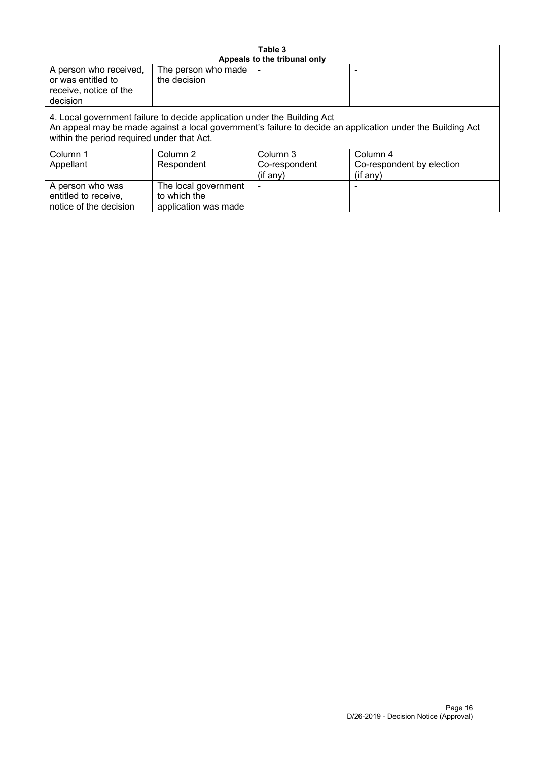| Table 3 Appeals to the tribunal only | | | |
|---|---|---|---|
| A person who received, or was entitled to receive, notice of the decision | The person who made the decision | - | - |
| 4. Local government failure to decide application under the Building Act An appeal may be made against a local government's failure to decide an application under the Building Act within the period required under that Act. | | | |
| Column 1 Appellant | Column 2 Respondent | Column 3 Co-respondent (if any) | Column 4 Co-respondent by election (if any) |
| A person who was entitled to receive, notice of the decision | The local government to which the application was made | - | - |